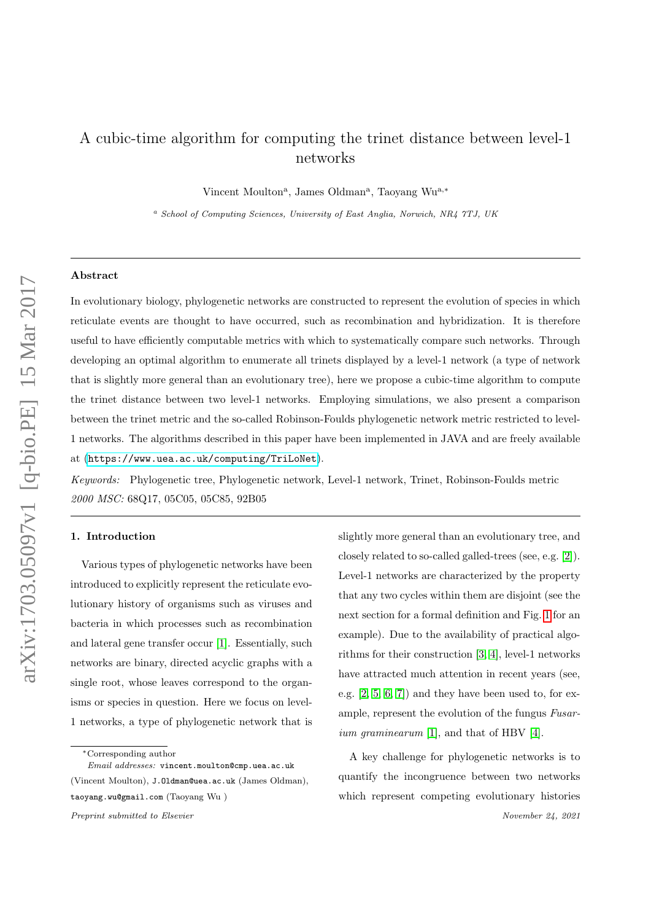# A cubic-time algorithm for computing the trinet distance between level-1 networks

Vincent Moulton[a], James Oldman[a], Taoyang Wu[a,*]

[a] *School of Computing Sciences, University of East Anglia, Norwich, NR4 7TJ, UK*

---

## Abstract

In evolutionary biology, phylogenetic networks are constructed to represent the evolution of species in which reticulate events are thought to have occurred, such as recombination and hybridization. It is therefore useful to have efficiently computable metrics with which to systematically compare such networks. Through developing an optimal algorithm to enumerate all trinets displayed by a level-1 network (a type of network that is slightly more general than an evolutionary tree), here we propose a cubic-time algorithm to compute the trinet distance between two level-1 networks. Employing simulations, we also present a comparison between the trinet metric and the so-called Robinson-Foulds phylogenetic network metric restricted to level-1 networks. The algorithms described in this paper have been implemented in JAVA and are freely available at (https://www.uea.ac.uk/computing/TriLoNet).

*Keywords:* Phylogenetic tree, Phylogenetic network, Level-1 network, Trinet, Robinson-Foulds metric
*2000 MSC:* 68Q17, 05C05, 05C85, 92B05

---

## 1. Introduction

Various types of phylogenetic networks have been introduced to explicitly represent the reticulate evolutionary history of organisms such as viruses and bacteria in which processes such as recombination and lateral gene transfer occur [1]. Essentially, such networks are binary, directed acyclic graphs with a single root, whose leaves correspond to the organisms or species in question. Here we focus on level-1 networks, a type of phylogenetic network that is slightly more general than an evolutionary tree, and closely related to so-called galled-trees (see, e.g. [2]). Level-1 networks are characterized by the property that any two cycles within them are disjoint (see the next section for a formal definition and Fig. 1 for an example). Due to the availability of practical algorithms for their construction [3, 4], level-1 networks have attracted much attention in recent years (see, e.g. [2, 5, 6, 7]) and they have been used to, for example, represent the evolution of the fungus *Fusarium graminearum* [1], and that of HBV [4].

A key challenge for phylogenetic networks is to quantify the incongruence between two networks which represent competing evolutionary histories

---

*Corresponding author
*Email addresses:* vincent.moulton@cmp.uea.ac.uk (Vincent Moulton), J.Oldman@uea.ac.uk (James Oldman), taoyang.wu@gmail.com (Taoyang Wu )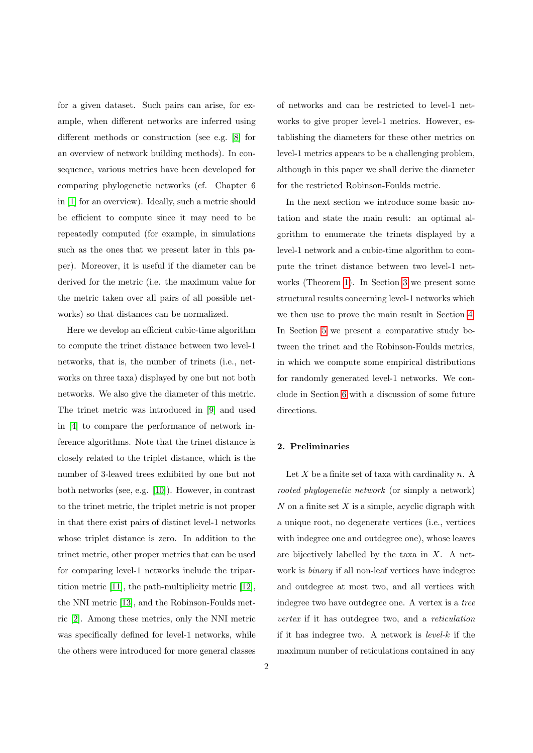for a given dataset. Such pairs can arise, for example, when different networks are inferred using different methods or construction (see e.g. [8] for an overview of network building methods). In consequence, various metrics have been developed for comparing phylogenetic networks (cf. Chapter 6 in [1] for an overview). Ideally, such a metric should be efficient to compute since it may need to be repeatedly computed (for example, in simulations such as the ones that we present later in this paper). Moreover, it is useful if the diameter can be derived for the metric (i.e. the maximum value for the metric taken over all pairs of all possible networks) so that distances can be normalized.

Here we develop an efficient cubic-time algorithm to compute the trinet distance between two level-1 networks, that is, the number of trinets (i.e., networks on three taxa) displayed by one but not both networks. We also give the diameter of this metric. The trinet metric was introduced in [9] and used in [4] to compare the performance of network inference algorithms. Note that the trinet distance is closely related to the triplet distance, which is the number of 3-leaved trees exhibited by one but not both networks (see, e.g. [10]). However, in contrast to the trinet metric, the triplet metric is not proper in that there exist pairs of distinct level-1 networks whose triplet distance is zero. In addition to the trinet metric, other proper metrics that can be used for comparing level-1 networks include the tripartition metric [11], the path-multiplicity metric [12], the NNI metric [13], and the Robinson-Foulds metric [2]. Among these metrics, only the NNI metric was specifically defined for level-1 networks, while the others were introduced for more general classes of networks and can be restricted to level-1 networks to give proper level-1 metrics. However, establishing the diameters for these other metrics on level-1 metrics appears to be a challenging problem, although in this paper we shall derive the diameter for the restricted Robinson-Foulds metric.

In the next section we introduce some basic notation and state the main result: an optimal algorithm to enumerate the trinets displayed by a level-1 network and a cubic-time algorithm to compute the trinet distance between two level-1 networks (Theorem 1). In Section 3 we present some structural results concerning level-1 networks which we then use to prove the main result in Section 4. In Section 5 we present a comparative study between the trinet and the Robinson-Foulds metrics, in which we compute some empirical distributions for randomly generated level-1 networks. We conclude in Section 6 with a discussion of some future directions.

## 2. Preliminaries

Let $X$ be a finite set of taxa with cardinality $n$. A *rooted phylogenetic network* (or simply a network) $N$ on a finite set $X$ is a simple, acyclic digraph with a unique root, no degenerate vertices (i.e., vertices with indegree one and outdegree one), whose leaves are bijectively labelled by the taxa in $X$. A network is *binary* if all non-leaf vertices have indegree and outdegree at most two, and all vertices with indegree two have outdegree one. A vertex is a *tree vertex* if it has outdegree two, and a *reticulation* if it has indegree two. A network is *level-k* if the maximum number of reticulations contained in any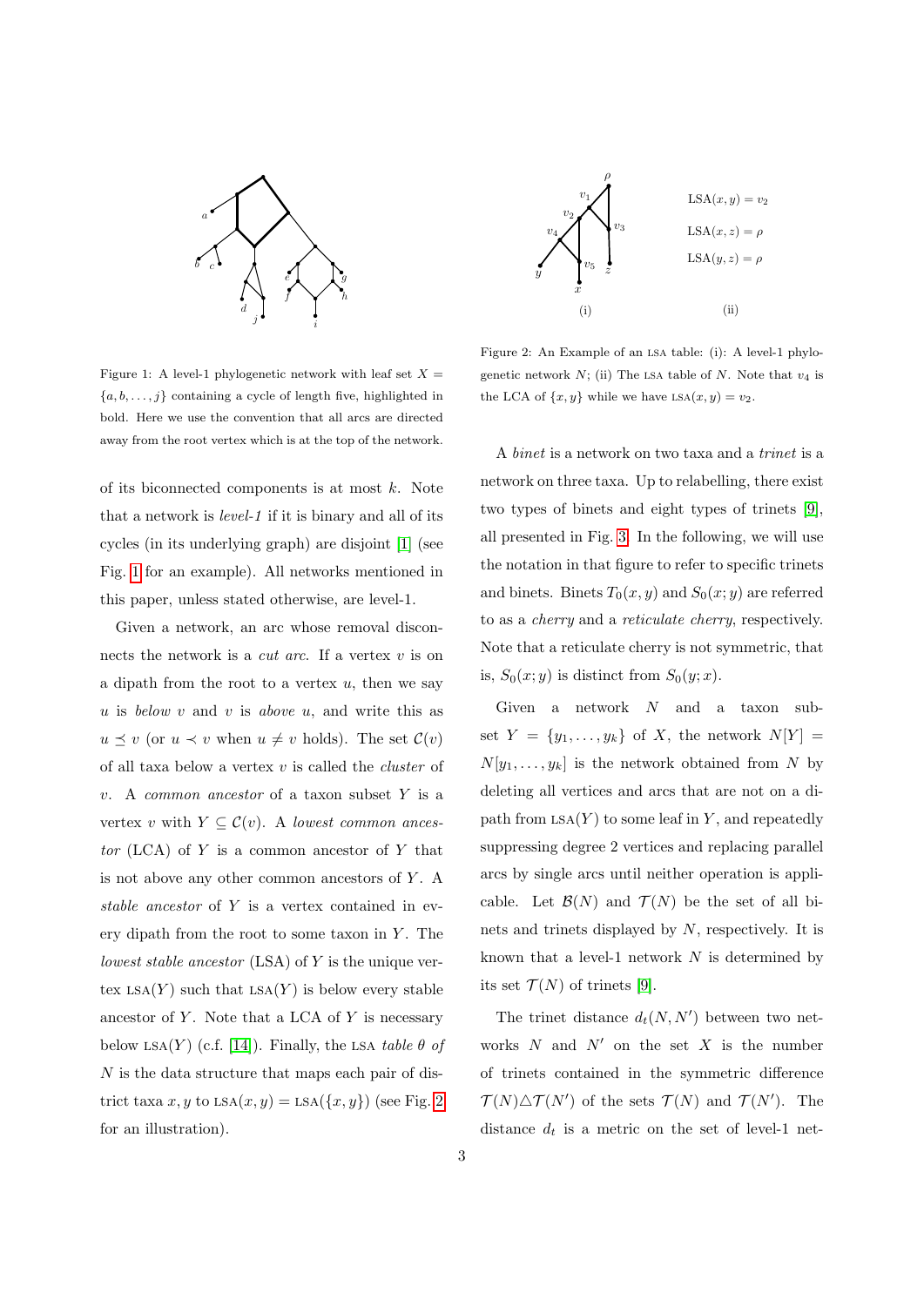Figure 1: A level-1 phylogenetic network with leaf set $X = \{a, b, \ldots, j\}$ containing a cycle of length five, highlighted in bold. Here we use the convention that all arcs are directed away from the root vertex which is at the top of the network.

of its biconnected components is at most $k$. Note that a network is *level-1* if it is binary and all of its cycles (in its underlying graph) are disjoint [1] (see Fig. 1 for an example). All networks mentioned in this paper, unless stated otherwise, are level-1.

Given a network, an arc whose removal disconnects the network is a *cut arc*. If a vertex $v$ is on a dipath from the root to a vertex $u$, then we say $u$ is *below* $v$ and $v$ is *above* $u$, and write this as $u \preceq v$ (or $u \prec v$ when $u \neq v$ holds). The set $\mathcal{C}(v)$ of all taxa below a vertex $v$ is called the *cluster* of $v$. A *common ancestor* of a taxon subset $Y$ is a vertex $v$ with $Y \subseteq \mathcal{C}(v)$. A *lowest common ancestor* (LCA) of $Y$ is a common ancestor of $Y$ that is not above any other common ancestors of $Y$. A *stable ancestor* of $Y$ is a vertex contained in every dipath from the root to some taxon in $Y$. The *lowest stable ancestor* (LSA) of $Y$ is the unique vertex $\text{LSA}(Y)$ such that $\text{LSA}(Y)$ is below every stable ancestor of $Y$. Note that a LCA of $Y$ is necessary below $\text{LSA}(Y)$ (c.f. [14]). Finally, the LSA *table* $\theta$ *of* $N$ is the data structure that maps each pair of distrinct taxa $x, y$ to $\text{LSA}(x, y) = \text{LSA}(\{x, y\})$ (see Fig. 2 for an illustration).

$\text{LSA}(x, y) = v_2$

$\text{LSA}(x, z) = \rho$

$\text{LSA}(y, z) = \rho$

(i) (ii)

Figure 2: An Example of an LSA table: (i): A level-1 phylogenetic network $N$; (ii) The LSA table of $N$. Note that $v_4$ is the LCA of $\{x, y\}$ while we have $\text{LSA}(x, y) = v_2$.

A *binet* is a network on two taxa and a *trinet* is a network on three taxa. Up to relabelling, there exist two types of binets and eight types of trinets [9], all presented in Fig. 3. In the following, we will use the notation in that figure to refer to specific trinets and binets. Binets $T_0(x, y)$ and $S_0(x; y)$ are referred to as a *cherry* and a *reticulate cherry*, respectively. Note that a reticulate cherry is not symmetric, that is, $S_0(x; y)$ is distinct from $S_0(y; x)$.

Given a network $N$ and a taxon subset $Y = \{y_1, \ldots, y_k\}$ of $X$, the network $N[Y] = N[y_1, \ldots, y_k]$ is the network obtained from $N$ by deleting all vertices and arcs that are not on a dipath from $\text{LSA}(Y)$ to some leaf in $Y$, and repeatedly suppressing degree 2 vertices and replacing parallel arcs by single arcs until neither operation is applicable. Let $\mathcal{B}(N)$ and $\mathcal{T}(N)$ be the set of all binets and trinets displayed by $N$, respectively. It is known that a level-1 network $N$ is determined by its set $\mathcal{T}(N)$ of trinets [9].

The trinet distance $d_t(N, N')$ between two networks $N$ and $N'$ on the set $X$ is the number of trinets contained in the symmetric difference $\mathcal{T}(N) \triangle \mathcal{T}(N')$ of the sets $\mathcal{T}(N)$ and $\mathcal{T}(N')$. The distance $d_t$ is a metric on the set of level-1 net-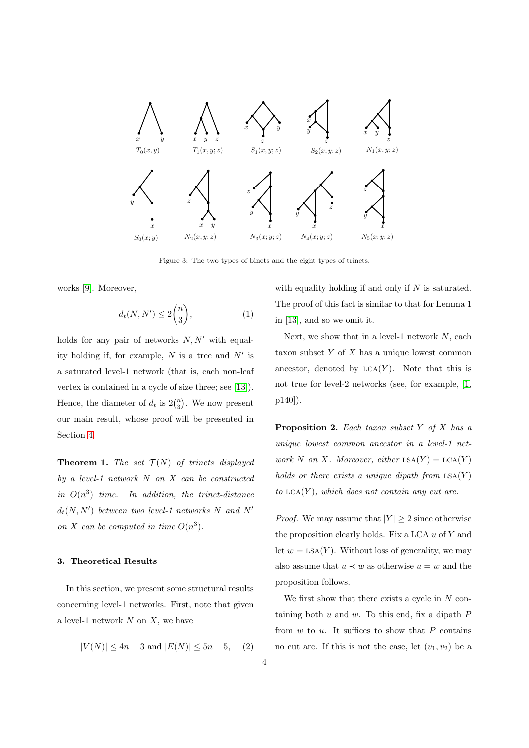$T_0(x,y)$ $T_1(x,y;z)$ $S_1(x,y;z)$ $S_2(x;y;z)$ $N_1(x,y;z)$

$S_0(x;y)$ $N_2(x,y;z)$ $N_3(x;y;z)$ $N_4(x;y;z)$ $N_5(x;y;z)$

Figure 3: The two types of binets and the eight types of trinets.

works [9]. Moreover,

$$d_t(N, N') \leq 2\binom{n}{3}, \tag{1}$$

holds for any pair of networks $N, N'$ with equality holding if, for example, $N$ is a tree and $N'$ is a saturated level-1 network (that is, each non-leaf vertex is contained in a cycle of size three; see [13]). Hence, the diameter of $d_t$ is $2\binom{n}{3}$. We now present our main result, whose proof will be presented in Section 4.

**Theorem 1.** *The set $\mathcal{T}(N)$ of trinets displayed by a level-1 network $N$ on $X$ can be constructed in $O(n^3)$ time. In addition, the trinet-distance $d_t(N, N')$ between two level-1 networks $N$ and $N'$ on $X$ can be computed in time $O(n^3)$.*

### 3. Theoretical Results

In this section, we present some structural results concerning level-1 networks. First, note that given a level-1 network $N$ on $X$, we have

$$|V(N)| \leq 4n - 3 \text{ and } |E(N)| \leq 5n - 5, \tag{2}$$

with equality holding if and only if $N$ is saturated. The proof of this fact is similar to that for Lemma 1 in [13], and so we omit it.

Next, we show that in a level-1 network $N$, each taxon subset $Y$ of $X$ has a unique lowest common ancestor, denoted by $\text{LCA}(Y)$. Note that this is not true for level-2 networks (see, for example, [1, p140]).

**Proposition 2.** *Each taxon subset $Y$ of $X$ has a unique lowest common ancestor in a level-1 network $N$ on $X$. Moreover, either $\text{LSA}(Y) = \text{LCA}(Y)$ holds or there exists a unique dipath from $\text{LSA}(Y)$ to $\text{LCA}(Y)$, which does not contain any cut arc.*

*Proof.* We may assume that $|Y| \geq 2$ since otherwise the proposition clearly holds. Fix a LCA $u$ of $Y$ and let $w = \text{LSA}(Y)$. Without loss of generality, we may also assume that $u \prec w$ as otherwise $u = w$ and the proposition follows.

We first show that there exists a cycle in $N$ containing both $u$ and $w$. To this end, fix a dipath $P$ from $w$ to $u$. It suffices to show that $P$ contains no cut arc. If this is not the case, let $(v_1, v_2)$ be a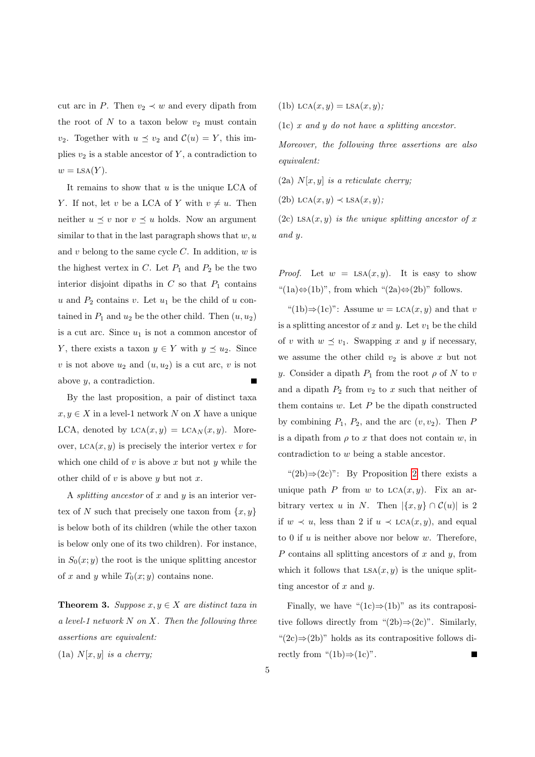cut arc in $P$. Then $v_2 \prec w$ and every dipath from the root of $N$ to a taxon below $v_2$ must contain $v_2$. Together with $u \preceq v_2$ and $\mathcal{C}(u) = Y$, this implies $v_2$ is a stable ancestor of $Y$, a contradiction to $w = \text{LSA}(Y)$.

It remains to show that $u$ is the unique LCA of $Y$. If not, let $v$ be a LCA of $Y$ with $v \neq u$. Then neither $u \preceq v$ nor $v \preceq u$ holds. Now an argument similar to that in the last paragraph shows that $w, u$ and $v$ belong to the same cycle $C$. In addition, $w$ is the highest vertex in $C$. Let $P_1$ and $P_2$ be the two interior disjoint dipaths in $C$ so that $P_1$ contains $u$ and $P_2$ contains $v$. Let $u_1$ be the child of $u$ contained in $P_1$ and $u_2$ be the other child. Then $(u, u_2)$ is a cut arc. Since $u_1$ is not a common ancestor of $Y$, there exists a taxon $y \in Y$ with $y \preceq u_2$. Since $v$ is not above $u_2$ and $(u, u_2)$ is a cut arc, $v$ is not above $y$, a contradiction. ∎

By the last proposition, a pair of distinct taxa $x, y \in X$ in a level-1 network $N$ on $X$ have a unique LCA, denoted by $\text{LCA}(x, y) = \text{LCA}_N(x, y)$. Moreover, $\text{LCA}(x, y)$ is precisely the interior vertex $v$ for which one child of $v$ is above $x$ but not $y$ while the other child of $v$ is above $y$ but not $x$.

A *splitting ancestor* of $x$ and $y$ is an interior vertex of $N$ such that precisely one taxon from $\{x, y\}$ is below both of its children (while the other taxon is below only one of its two children). For instance, in $S_0(x; y)$ the root is the unique splitting ancestor of $x$ and $y$ while $T_0(x; y)$ contains none.

**Theorem 3.** *Suppose $x, y \in X$ are distinct taxa in a level-1 network $N$ on $X$. Then the following three assertions are equivalent:*

(1a) *$N[x, y]$ is a cherry;*

(1b) *$\text{LCA}(x, y) = \text{LSA}(x, y)$;*

(1c) *$x$ and $y$ do not have a splitting ancestor.*

*Moreover, the following three assertions are also equivalent:*

(2a) *$N[x, y]$ is a reticulate cherry;*

(2b) *$\text{LCA}(x, y) \prec \text{LSA}(x, y)$;*

(2c) *$\text{LSA}(x, y)$ is the unique splitting ancestor of $x$ and $y$.*

*Proof.* Let $w = \text{LSA}(x, y)$. It is easy to show "(1a)⇔(1b)", from which "(2a)⇔(2b)" follows.

"(1b)⇒(1c)": Assume $w = \text{LCA}(x, y)$ and that $v$ is a splitting ancestor of $x$ and $y$. Let $v_1$ be the child of $v$ with $w \preceq v_1$. Swapping $x$ and $y$ if necessary, we assume the other child $v_2$ is above $x$ but not $y$. Consider a dipath $P_1$ from the root $\rho$ of $N$ to $v$ and a dipath $P_2$ from $v_2$ to $x$ such that neither of them contains $w$. Let $P$ be the dipath constructed by combining $P_1$, $P_2$, and the arc $(v, v_2)$. Then $P$ is a dipath from $\rho$ to $x$ that does not contain $w$, in contradiction to $w$ being a stable ancestor.

"(2b)⇒(2c)": By Proposition 2 there exists a unique path $P$ from $w$ to $\text{LCA}(x, y)$. Fix an arbitrary vertex $u$ in $N$. Then $|\{x, y\} \cap \mathcal{C}(u)|$ is 2 if $w \prec u$, less than 2 if $u \prec \text{LCA}(x, y)$, and equal to 0 if $u$ is neither above nor below $w$. Therefore, $P$ contains all splitting ancestors of $x$ and $y$, from which it follows that $\text{LSA}(x, y)$ is the unique splitting ancestor of $x$ and $y$.

Finally, we have "(1c)⇒(1b)" as its contrapositive follows directly from "(2b)⇒(2c)". Similarly, "(2c)⇒(2b)" holds as its contrapositive follows directly from "(1b)⇒(1c)". ∎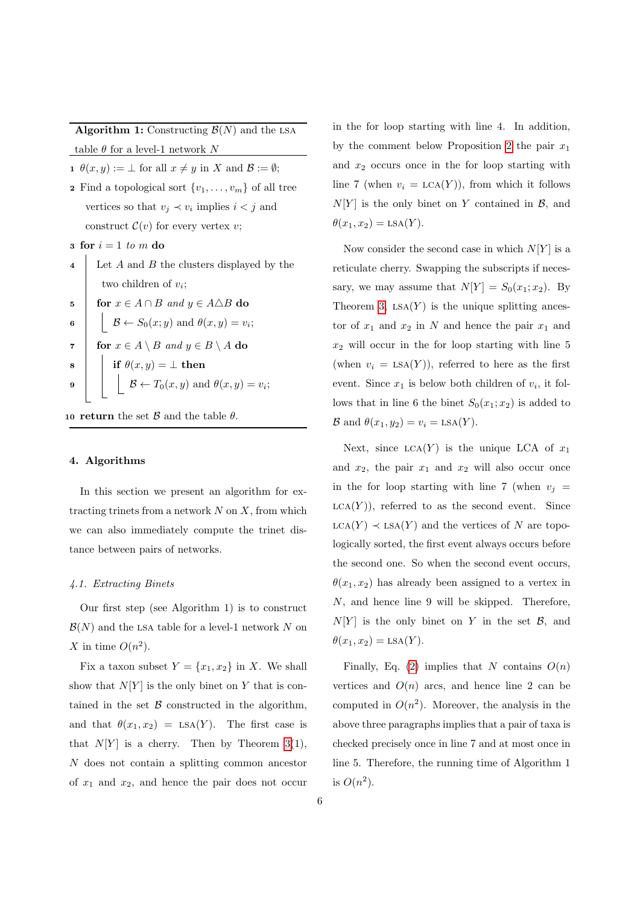**Algorithm 1:** Constructing $\mathcal{B}(N)$ and the LSA table $\theta$ for a level-1 network $N$

```
1  θ(x, y) := ⊥ for all x ≠ y in X and B := ∅;
2  Find a topological sort {v_1, ..., v_m} of all tree
     vertices so that v_j ≺ v_i implies i < j and
     construct C(v) for every vertex v;
3  for i = 1 to m do
4      Let A and B the clusters displayed by the
         two children of v_i;
5      for x ∈ A ∩ B and y ∈ A△B do
6          B ← S_0(x; y) and θ(x, y) = v_i;
7      for x ∈ A \ B and y ∈ B \ A do
8          if θ(x, y) = ⊥ then
9              B ← T_0(x, y) and θ(x, y) = v_i;
10 return the set B and the table θ.
```

## 4. Algorithms

In this section we present an algorithm for extracting trinets from a network $N$ on $X$, from which we can also immediately compute the trinet distance between pairs of networks.

### 4.1. Extracting Binets

Our first step (see Algorithm 1) is to construct $\mathcal{B}(N)$ and the LSA table for a level-1 network $N$ on $X$ in time $O(n^2)$.

Fix a taxon subset $Y = \{x_1, x_2\}$ in $X$. We shall show that $N[Y]$ is the only binet on $Y$ that is contained in the set $\mathcal{B}$ constructed in the algorithm, and that $\theta(x_1, x_2) = \text{LSA}(Y)$. The first case is that $N[Y]$ is a cherry. Then by Theorem 3(1), $N$ does not contain a splitting common ancestor of $x_1$ and $x_2$, and hence the pair does not occur in the for loop starting with line 4. In addition, by the comment below Proposition 2 the pair $x_1$ and $x_2$ occurs once in the for loop starting with line 7 (when $v_i = \text{LCA}(Y)$), from which it follows $N[Y]$ is the only binet on $Y$ contained in $\mathcal{B}$, and $\theta(x_1, x_2) = \text{LSA}(Y)$.

Now consider the second case in which $N[Y]$ is a reticulate cherry. Swapping the subscripts if necessary, we may assume that $N[Y] = S_0(x_1; x_2)$. By Theorem 3, $\text{LSA}(Y)$ is the unique splitting ancestor of $x_1$ and $x_2$ in $N$ and hence the pair $x_1$ and $x_2$ will occur in the for loop starting with line 5 (when $v_i = \text{LSA}(Y)$), referred to here as the first event. Since $x_1$ is below both children of $v_i$, it follows that in line 6 the binet $S_0(x_1; x_2)$ is added to $\mathcal{B}$ and $\theta(x_1, y_2) = v_i = \text{LSA}(Y)$.

Next, since $\text{LCA}(Y)$ is the unique LCA of $x_1$ and $x_2$, the pair $x_1$ and $x_2$ will also occur once in the for loop starting with line 7 (when $v_j = \text{LCA}(Y)$), referred to as the second event. Since $\text{LCA}(Y) \prec \text{LSA}(Y)$ and the vertices of $N$ are topologically sorted, the first event always occurs before the second one. So when the second event occurs, $\theta(x_1, x_2)$ has already been assigned to a vertex in $N$, and hence line 9 will be skipped. Therefore, $N[Y]$ is the only binet on $Y$ in the set $\mathcal{B}$, and $\theta(x_1, x_2) = \text{LSA}(Y)$.

Finally, Eq. (2) implies that $N$ contains $O(n)$ vertices and $O(n)$ arcs, and hence line 2 can be computed in $O(n^2)$. Moreover, the analysis in the above three paragraphs implies that a pair of taxa is checked precisely once in line 7 and at most once in line 5. Therefore, the running time of Algorithm 1 is $O(n^2)$.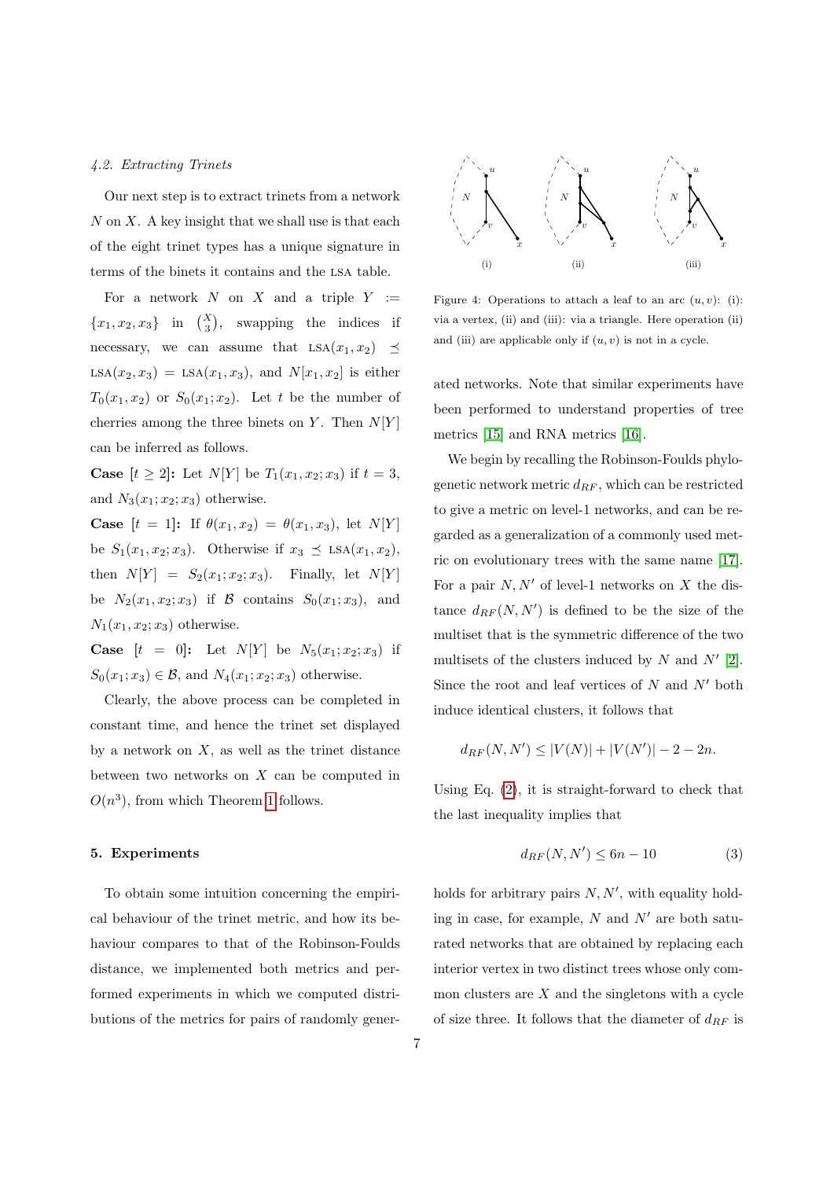### 4.2. Extracting Trinets

Our next step is to extract trinets from a network $N$ on $X$. A key insight that we shall use is that each of the eight trinet types has a unique signature in terms of the binets it contains and the LSA table.

For a network $N$ on $X$ and a triple $Y := \{x_1, x_2, x_3\}$ in $\binom{X}{3}$, swapping the indices if necessary, we can assume that $\text{LSA}(x_1, x_2) \preceq \text{LSA}(x_2, x_3) = \text{LSA}(x_1, x_3)$, and $N[x_1, x_2]$ is either $T_0(x_1, x_2)$ or $S_0(x_1; x_2)$. Let $t$ be the number of cherries among the three binets on $Y$. Then $N[Y]$ can be inferred as follows.

**Case** $[t \geq 2]$**:** Let $N[Y]$ be $T_1(x_1, x_2; x_3)$ if $t = 3$, and $N_3(x_1; x_2; x_3)$ otherwise.

**Case** $[t = 1]$**:** If $\theta(x_1, x_2) = \theta(x_1, x_3)$, let $N[Y]$ be $S_1(x_1, x_2; x_3)$. Otherwise if $x_3 \preceq \text{LSA}(x_1, x_2)$, then $N[Y] = S_2(x_1; x_2; x_3)$. Finally, let $N[Y]$ be $N_2(x_1, x_2; x_3)$ if $\mathcal{B}$ contains $S_0(x_1; x_3)$, and $N_1(x_1, x_2; x_3)$ otherwise.

**Case** $[t = 0]$**:** Let $N[Y]$ be $N_5(x_1; x_2; x_3)$ if $S_0(x_1; x_3) \in \mathcal{B}$, and $N_4(x_1; x_2; x_3)$ otherwise.

Clearly, the above process can be completed in constant time, and hence the trinet set displayed by a network on $X$, as well as the trinet distance between two networks on $X$ can be computed in $O(n^3)$, from which Theorem 1 follows.

## 5. Experiments

To obtain some intuition concerning the empirical behaviour of the trinet metric, and how its behaviour compares to that of the Robinson-Foulds distance, we implemented both metrics and performed experiments in which we computed distributions of the metrics for pairs of randomly generated networks. Note that similar experiments have been performed to understand properties of tree metrics [15] and RNA metrics [16].

Figure 4: Operations to attach a leaf to an arc $(u, v)$: (i): via a vertex, (ii) and (iii): via a triangle. Here operation (ii) and (iii) are applicable only if $(u, v)$ is not in a cycle.

We begin by recalling the Robinson-Foulds phylogenetic network metric $d_{RF}$, which can be restricted to give a metric on level-1 networks, and can be regarded as a generalization of a commonly used metric on evolutionary trees with the same name [17]. For a pair $N, N'$ of level-1 networks on $X$ the distance $d_{RF}(N, N')$ is defined to be the size of the multiset that is the symmetric difference of the two multisets of the clusters induced by $N$ and $N'$ [2]. Since the root and leaf vertices of $N$ and $N'$ both induce identical clusters, it follows that

$$d_{RF}(N, N') \leq |V(N)| + |V(N')| - 2 - 2n.$$

Using Eq. (2), it is straight-forward to check that the last inequality implies that

$$d_{RF}(N, N') \leq 6n - 10 \tag{3}$$

holds for arbitrary pairs $N, N'$, with equality holding in case, for example, $N$ and $N'$ are both saturated networks that are obtained by replacing each interior vertex in two distinct trees whose only common clusters are $X$ and the singletons with a cycle of size three. It follows that the diameter of $d_{RF}$ is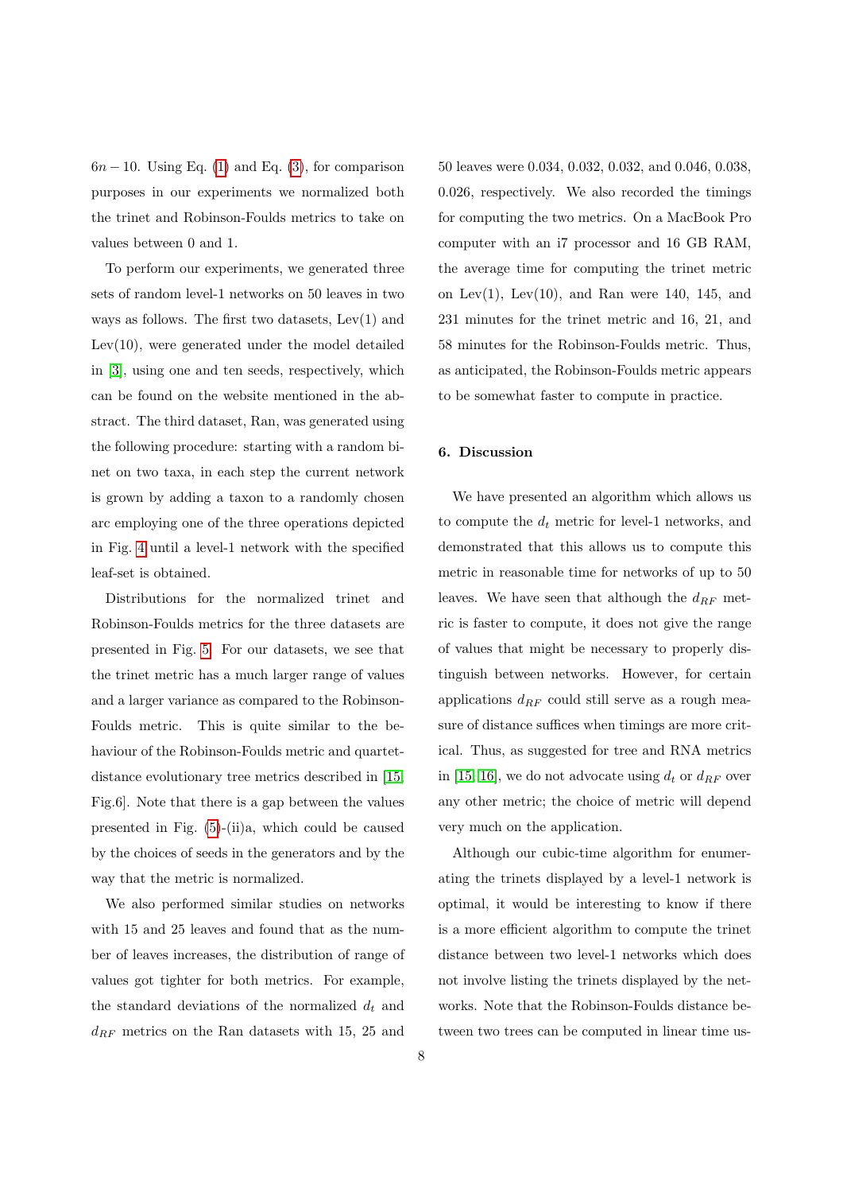$6n - 10$. Using Eq. (1) and Eq. (3), for comparison purposes in our experiments we normalized both the trinet and Robinson-Foulds metrics to take on values between 0 and 1.

To perform our experiments, we generated three sets of random level-1 networks on 50 leaves in two ways as follows. The first two datasets, Lev(1) and Lev(10), were generated under the model detailed in [3], using one and ten seeds, respectively, which can be found on the website mentioned in the abstract. The third dataset, Ran, was generated using the following procedure: starting with a random binet on two taxa, in each step the current network is grown by adding a taxon to a randomly chosen arc employing one of the three operations depicted in Fig. 4 until a level-1 network with the specified leaf-set is obtained.

Distributions for the normalized trinet and Robinson-Foulds metrics for the three datasets are presented in Fig. 5. For our datasets, we see that the trinet metric has a much larger range of values and a larger variance as compared to the Robinson-Foulds metric. This is quite similar to the behaviour of the Robinson-Foulds metric and quartet-distance evolutionary tree metrics described in [15, Fig.6]. Note that there is a gap between the values presented in Fig. (5)-(ii)a, which could be caused by the choices of seeds in the generators and by the way that the metric is normalized.

We also performed similar studies on networks with 15 and 25 leaves and found that as the number of leaves increases, the distribution of range of values got tighter for both metrics. For example, the standard deviations of the normalized $d_t$ and $d_{RF}$ metrics on the Ran datasets with 15, 25 and 50 leaves were 0.034, 0.032, 0.032, and 0.046, 0.038, 0.026, respectively. We also recorded the timings for computing the two metrics. On a MacBook Pro computer with an i7 processor and 16 GB RAM, the average time for computing the trinet metric on Lev(1), Lev(10), and Ran were 140, 145, and 231 minutes for the trinet metric and 16, 21, and 58 minutes for the Robinson-Foulds metric. Thus, as anticipated, the Robinson-Foulds metric appears to be somewhat faster to compute in practice.

## 6. Discussion

We have presented an algorithm which allows us to compute the $d_t$ metric for level-1 networks, and demonstrated that this allows us to compute this metric in reasonable time for networks of up to 50 leaves. We have seen that although the $d_{RF}$ metric is faster to compute, it does not give the range of values that might be necessary to properly distinguish between networks. However, for certain applications $d_{RF}$ could still serve as a rough measure of distance suffices when timings are more critical. Thus, as suggested for tree and RNA metrics in [15, 16], we do not advocate using $d_t$ or $d_{RF}$ over any other metric; the choice of metric will depend very much on the application.

Although our cubic-time algorithm for enumerating the trinets displayed by a level-1 network is optimal, it would be interesting to know if there is a more efficient algorithm to compute the trinet distance between two level-1 networks which does not involve listing the trinets displayed by the networks. Note that the Robinson-Foulds distance between two trees can be computed in linear time us-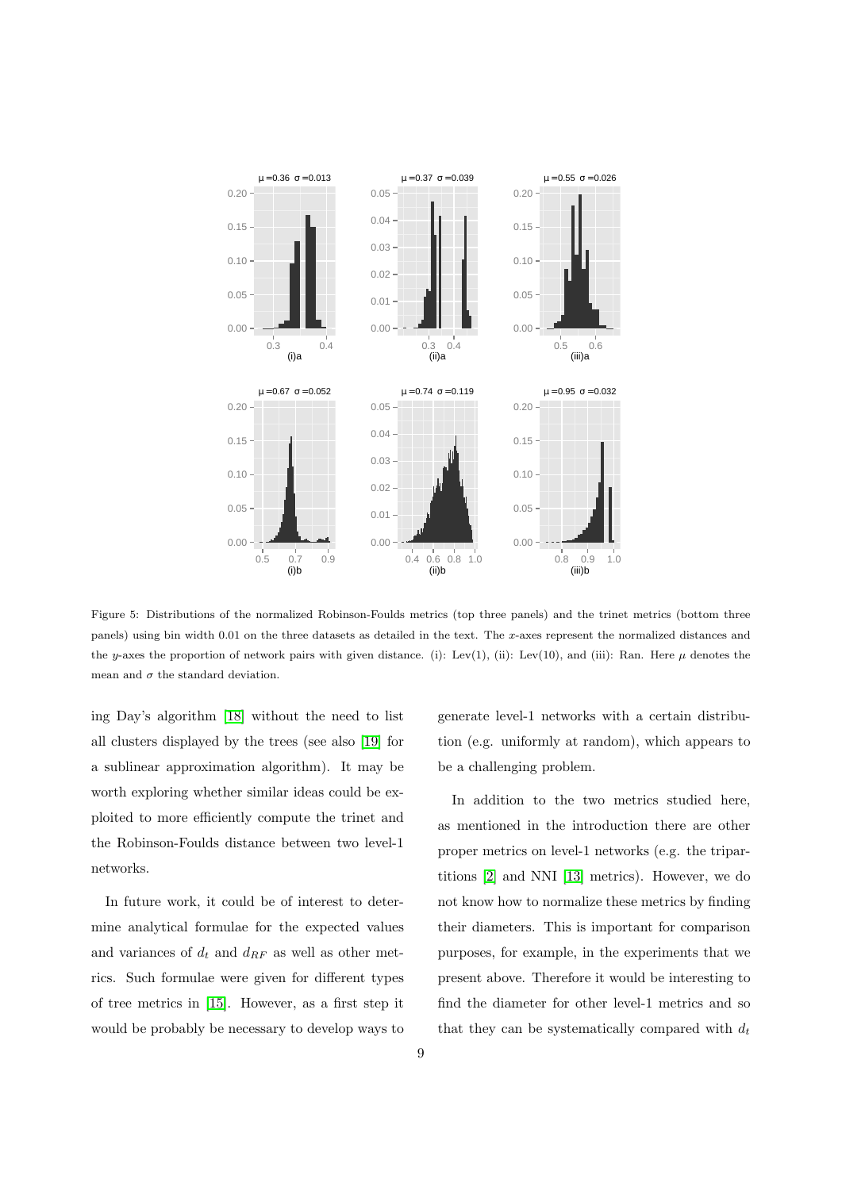Figure 5: Distributions of the normalized Robinson-Foulds metrics (top three panels) and the trinet metrics (bottom three panels) using bin width 0.01 on the three datasets as detailed in the text. The $x$-axes represent the normalized distances and the $y$-axes the proportion of network pairs with given distance. (i): Lev(1), (ii): Lev(10), and (iii): Ran. Here $\mu$ denotes the mean and $\sigma$ the standard deviation.

ing Day's algorithm [18] without the need to list all clusters displayed by the trees (see also [19] for a sublinear approximation algorithm). It may be worth exploring whether similar ideas could be exploited to more efficiently compute the trinet and the Robinson-Foulds distance between two level-1 networks.

In future work, it could be of interest to determine analytical formulae for the expected values and variances of $d_t$ and $d_{RF}$ as well as other metrics. Such formulae were given for different types of tree metrics in [15]. However, as a first step it would be probably be necessary to develop ways to generate level-1 networks with a certain distribution (e.g. uniformly at random), which appears to be a challenging problem.

In addition to the two metrics studied here, as mentioned in the introduction there are other proper metrics on level-1 networks (e.g. the tripartitions [2] and NNI [13] metrics). However, we do not know how to normalize these metrics by finding their diameters. This is important for comparison purposes, for example, in the experiments that we present above. Therefore it would be interesting to find the diameter for other level-1 metrics and so that they can be systematically compared with $d_t$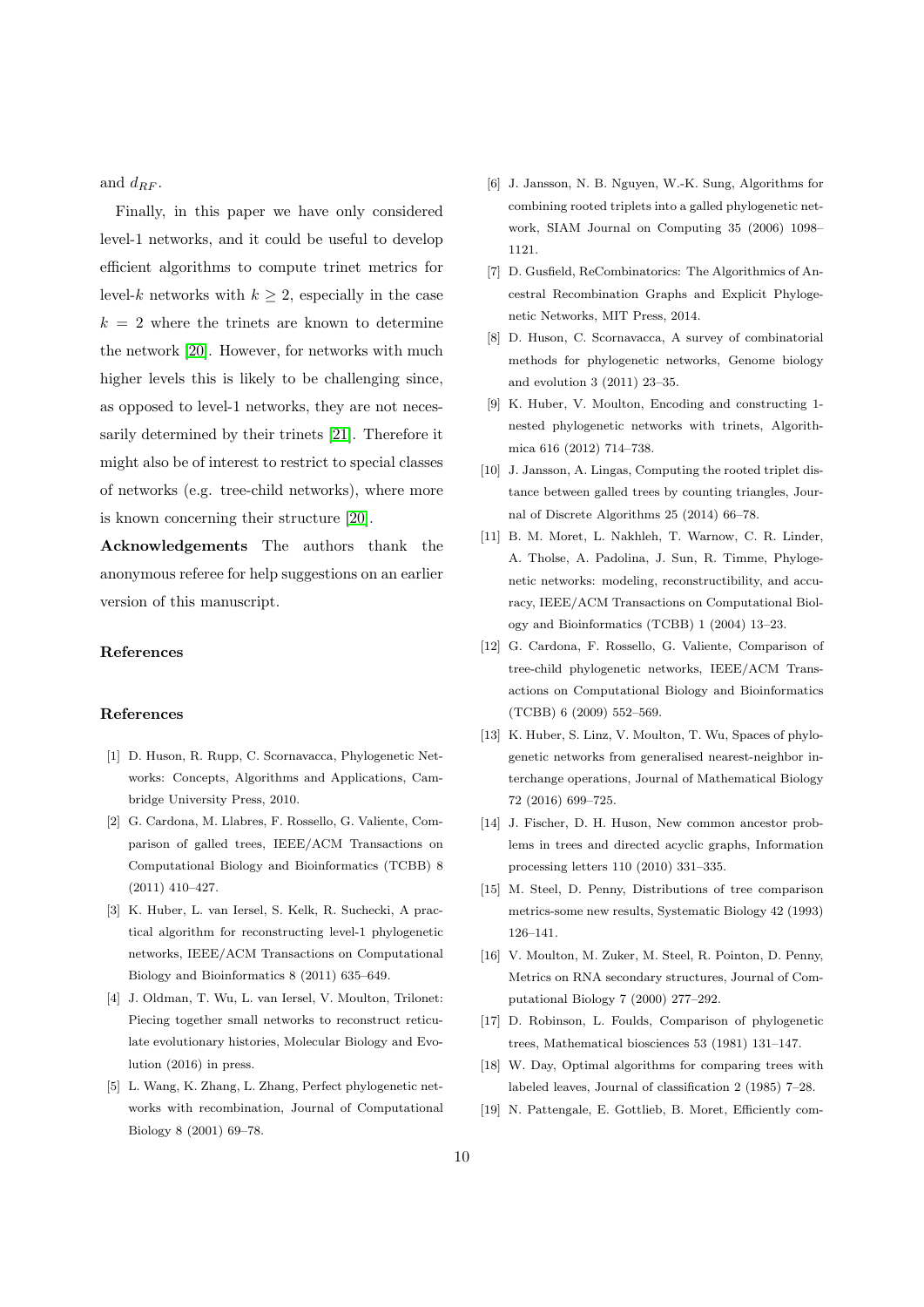and $d_{RF}$.

Finally, in this paper we have only considered level-1 networks, and it could be useful to develop efficient algorithms to compute trinet metrics for level-$k$ networks with $k \geq 2$, especially in the case $k = 2$ where the trinets are known to determine the network [20]. However, for networks with much higher levels this is likely to be challenging since, as opposed to level-1 networks, they are not necessarily determined by their trinets [21]. Therefore it might also be of interest to restrict to special classes of networks (e.g. tree-child networks), where more is known concerning their structure [20].

**Acknowledgements** The authors thank the anonymous referee for help suggestions on an earlier version of this manuscript.

## References

## References

[1] D. Huson, R. Rupp, C. Scornavacca, Phylogenetic Networks: Concepts, Algorithms and Applications, Cambridge University Press, 2010.

[2] G. Cardona, M. Llabres, F. Rossello, G. Valiente, Comparison of galled trees, IEEE/ACM Transactions on Computational Biology and Bioinformatics (TCBB) 8 (2011) 410–427.

[3] K. Huber, L. van Iersel, S. Kelk, R. Suchecki, A practical algorithm for reconstructing level-1 phylogenetic networks, IEEE/ACM Transactions on Computational Biology and Bioinformatics 8 (2011) 635–649.

[4] J. Oldman, T. Wu, L. van Iersel, V. Moulton, Trilonet: Piecing together small networks to reconstruct reticulate evolutionary histories, Molecular Biology and Evolution (2016) in press.

[5] L. Wang, K. Zhang, L. Zhang, Perfect phylogenetic networks with recombination, Journal of Computational Biology 8 (2001) 69–78.

[6] J. Jansson, N. B. Nguyen, W.-K. Sung, Algorithms for combining rooted triplets into a galled phylogenetic network, SIAM Journal on Computing 35 (2006) 1098–1121.

[7] D. Gusfield, ReCombinatorics: The Algorithmics of Ancestral Recombination Graphs and Explicit Phylogenetic Networks, MIT Press, 2014.

[8] D. Huson, C. Scornavacca, A survey of combinatorial methods for phylogenetic networks, Genome biology and evolution 3 (2011) 23–35.

[9] K. Huber, V. Moulton, Encoding and constructing 1-nested phylogenetic networks with trinets, Algorithmica 616 (2012) 714–738.

[10] J. Jansson, A. Lingas, Computing the rooted triplet distance between galled trees by counting triangles, Journal of Discrete Algorithms 25 (2014) 66–78.

[11] B. M. Moret, L. Nakhleh, T. Warnow, C. R. Linder, A. Tholse, A. Padolina, J. Sun, R. Timme, Phylogenetic networks: modeling, reconstructibility, and accuracy, IEEE/ACM Transactions on Computational Biology and Bioinformatics (TCBB) 1 (2004) 13–23.

[12] G. Cardona, F. Rossello, G. Valiente, Comparison of tree-child phylogenetic networks, IEEE/ACM Transactions on Computational Biology and Bioinformatics (TCBB) 6 (2009) 552–569.

[13] K. Huber, S. Linz, V. Moulton, T. Wu, Spaces of phylogenetic networks from generalised nearest-neighbor interchange operations, Journal of Mathematical Biology 72 (2016) 699–725.

[14] J. Fischer, D. H. Huson, New common ancestor problems in trees and directed acyclic graphs, Information processing letters 110 (2010) 331–335.

[15] M. Steel, D. Penny, Distributions of tree comparison metrics-some new results, Systematic Biology 42 (1993) 126–141.

[16] V. Moulton, M. Zuker, M. Steel, R. Pointon, D. Penny, Metrics on RNA secondary structures, Journal of Computational Biology 7 (2000) 277–292.

[17] D. Robinson, L. Foulds, Comparison of phylogenetic trees, Mathematical biosciences 53 (1981) 131–147.

[18] W. Day, Optimal algorithms for comparing trees with labeled leaves, Journal of classification 2 (1985) 7–28.

[19] N. Pattengale, E. Gottlieb, B. Moret, Efficiently com-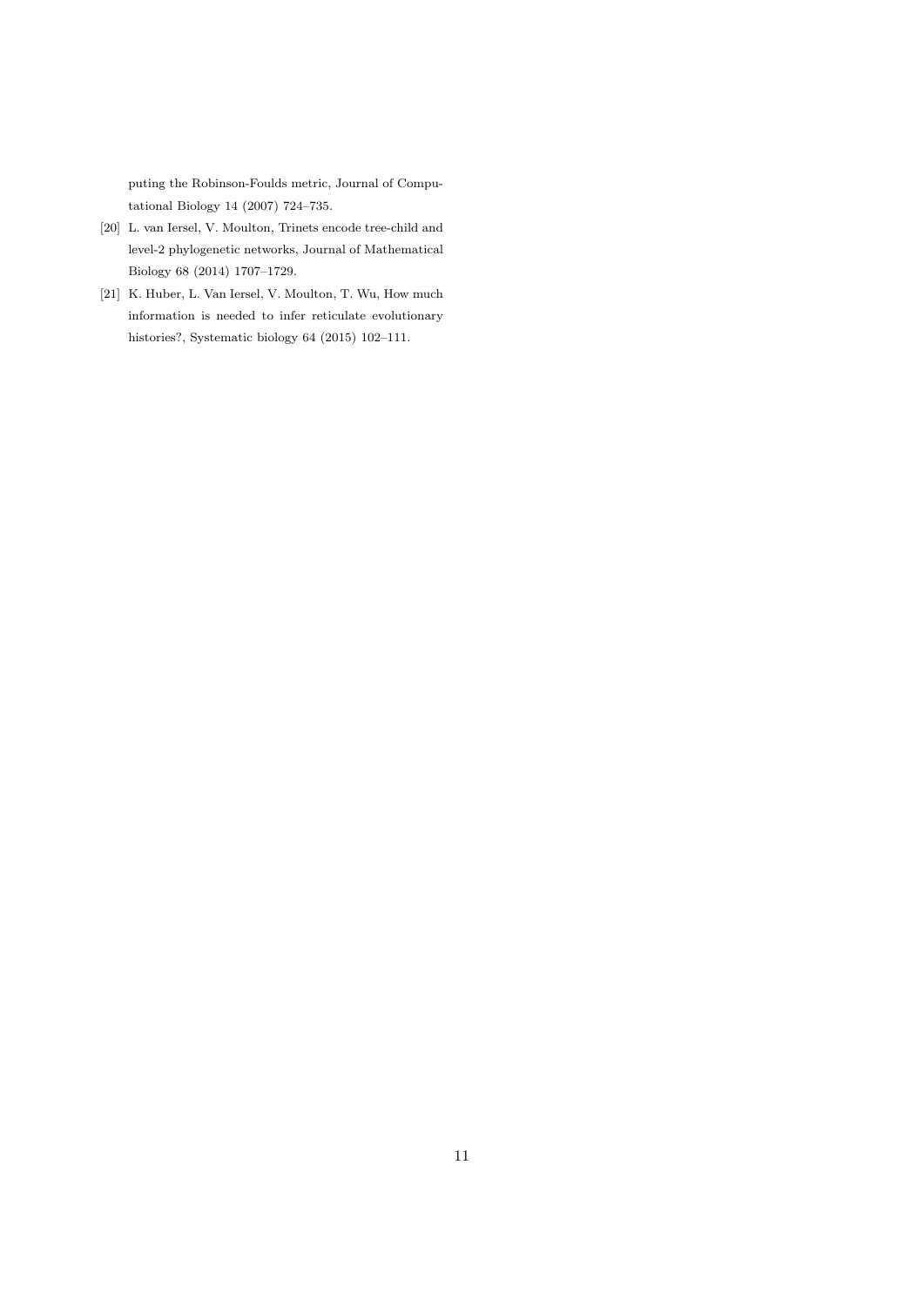puting the Robinson-Foulds metric, Journal of Computational Biology 14 (2007) 724–735.

[20] L. van Iersel, V. Moulton, Trinets encode tree-child and level-2 phylogenetic networks, Journal of Mathematical Biology 68 (2014) 1707–1729.

[21] K. Huber, L. Van Iersel, V. Moulton, T. Wu, How much information is needed to infer reticulate evolutionary histories?, Systematic biology 64 (2015) 102–111.